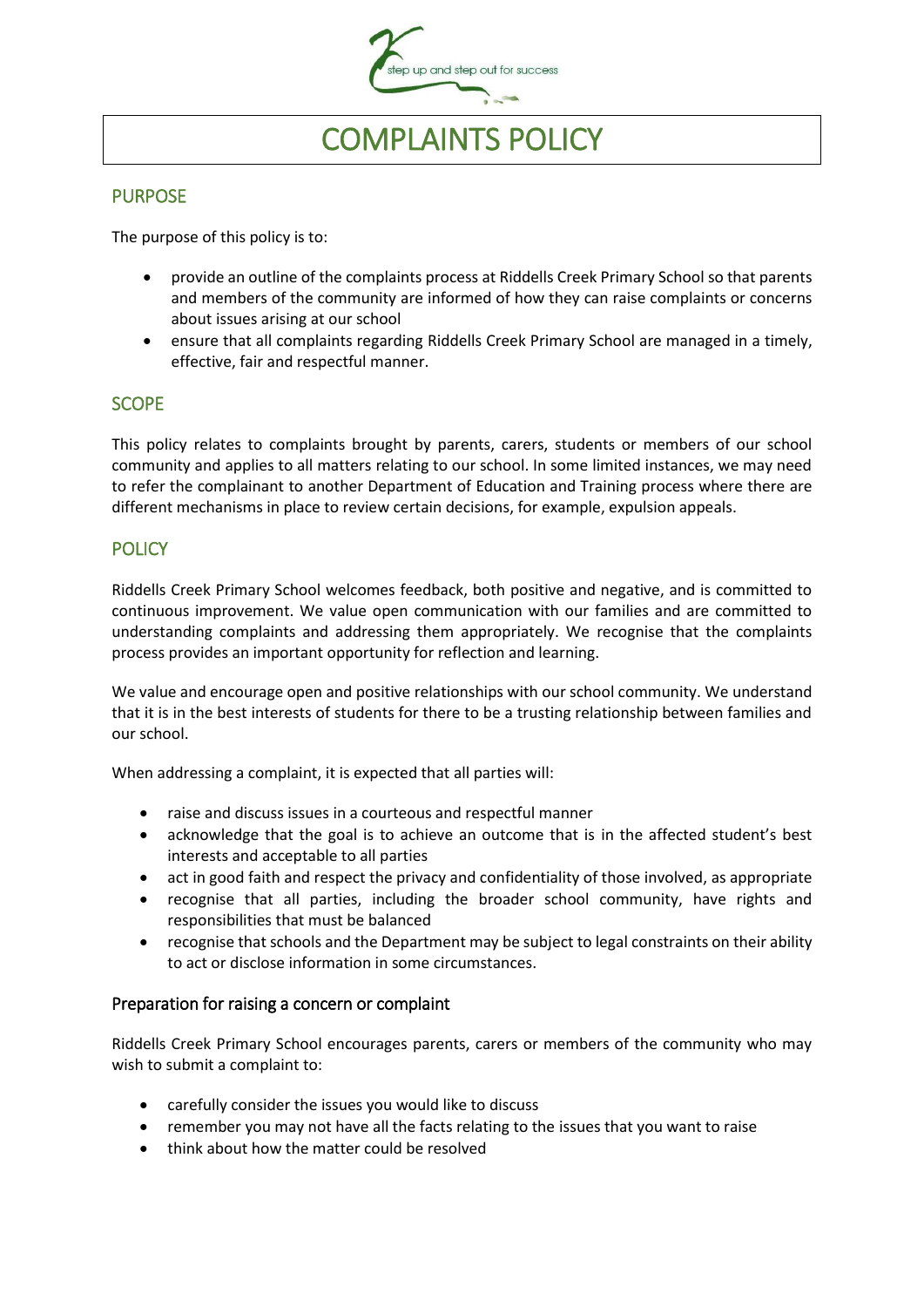step up and step out for success

# COMPLAINTS POLICY

## PURPOSE

The purpose of this policy is to:

- provide an outline of the complaints process at Riddells Creek Primary School so that parents and members of the community are informed of how they can raise complaints or concerns about issues arising at our school
- ensure that all complaints regarding Riddells Creek Primary School are managed in a timely, effective, fair and respectful manner.

## SCOPE

This policy relates to complaints brought by parents, carers, students or members of our school community and applies to all matters relating to our school. In some limited instances, we may need to refer the complainant to another Department of Education and Training process where there are different mechanisms in place to review certain decisions, for example, expulsion appeals.

## POLICY

Riddells Creek Primary School welcomes feedback, both positive and negative, and is committed to continuous improvement. We value open communication with our families and are committed to understanding complaints and addressing them appropriately. We recognise that the complaints process provides an important opportunity for reflection and learning.

We value and encourage open and positive relationships with our school community. We understand that it is in the best interests of students for there to be a trusting relationship between families and our school.

When addressing a complaint, it is expected that all parties will:

- raise and discuss issues in a courteous and respectful manner
- acknowledge that the goal is to achieve an outcome that is in the affected student's best interests and acceptable to all parties
- act in good faith and respect the privacy and confidentiality of those involved, as appropriate
- recognise that all parties, including the broader school community, have rights and responsibilities that must be balanced
- recognise that schools and the Department may be subject to legal constraints on their ability to act or disclose information in some circumstances.

### Preparation for raising a concern or complaint

Riddells Creek Primary School encourages parents, carers or members of the community who may wish to submit a complaint to:

- carefully consider the issues you would like to discuss
- remember you may not have all the facts relating to the issues that you want to raise
- think about how the matter could be resolved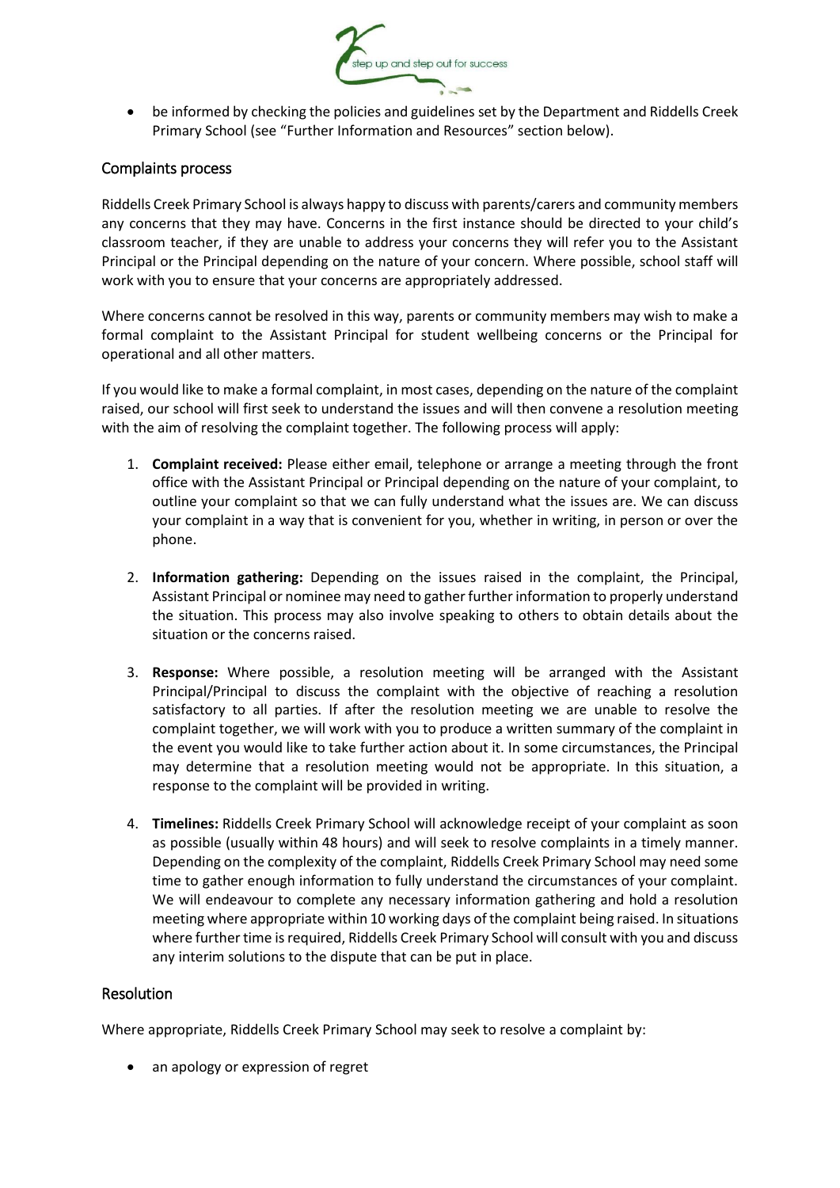- be informed by checking the policies and guidelines set by the Department and Riddells Creek Primary School (see "Further Information and Resources" section below).

## Complaints process

Riddells Creek Primary School is always happy to discuss with parents/carers and community members any concerns that they may have. Concerns in the first instance should be directed to your child's classroom teacher, if they are unable to address your concerns they will refer you to the Assistant Principal or the Principal depending on the nature of your concern. Where possible, school staff will work with you to ensure that your concerns are appropriately addressed.

Where concerns cannot be resolved in this way, parents or community members may wish to make a formal complaint to the Assistant Principal for student wellbeing concerns or the Principal for operational and all other matters.

If you would like to make a formal complaint, in most cases, depending on the nature of the complaint raised, our school will first seek to understand the issues and will then convene a resolution meeting with the aim of resolving the complaint together. The following process will apply:

1. **Complaint received:** Please either email, telephone or arrange a meeting through the front office with the Assistant Principal or Principal depending on the nature of your complaint, to outline your complaint so that we can fully understand what the issues are. We can discuss your complaint in a way that is convenient for you, whether in writing, in person or over the phone.

2. **Information gathering:** Depending on the issues raised in the complaint, the Principal, Assistant Principal or nominee may need to gather further information to properly understand the situation. This process may also involve speaking to others to obtain details about the situation or the concerns raised.

3. **Response:** Where possible, a resolution meeting will be arranged with the Assistant Principal/Principal to discuss the complaint with the objective of reaching a resolution satisfactory to all parties. If after the resolution meeting we are unable to resolve the complaint together, we will work with you to produce a written summary of the complaint in the event you would like to take further action about it. In some circumstances, the Principal may determine that a resolution meeting would not be appropriate. In this situation, a response to the complaint will be provided in writing.

4. **Timelines:** Riddells Creek Primary School will acknowledge receipt of your complaint as soon as possible (usually within 48 hours) and will seek to resolve complaints in a timely manner. Depending on the complexity of the complaint, Riddells Creek Primary School may need some time to gather enough information to fully understand the circumstances of your complaint. We will endeavour to complete any necessary information gathering and hold a resolution meeting where appropriate within 10 working days of the complaint being raised. In situations where further time is required, Riddells Creek Primary School will consult with you and discuss any interim solutions to the dispute that can be put in place.

## Resolution

Where appropriate, Riddells Creek Primary School may seek to resolve a complaint by:

- an apology or expression of regret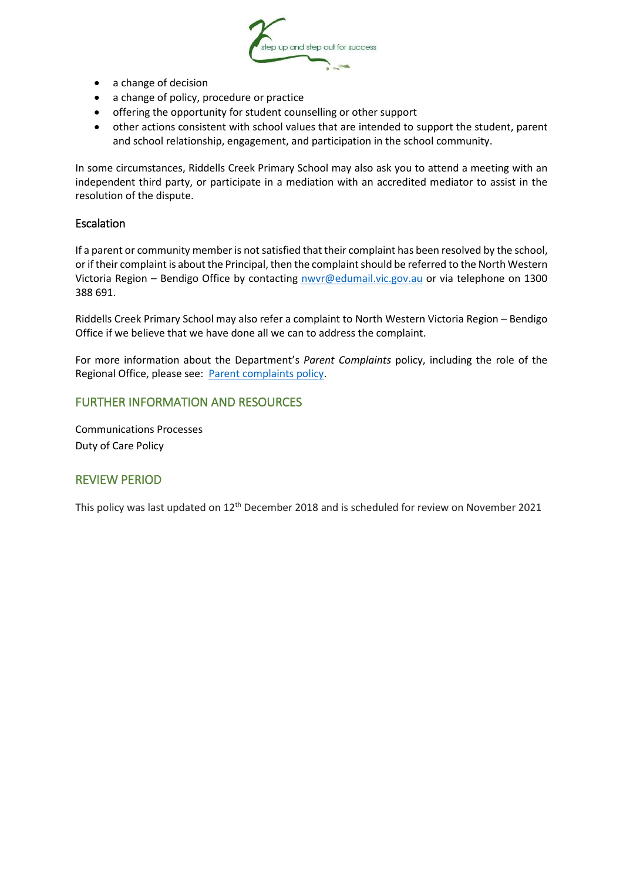- a change of decision
- a change of policy, procedure or practice
- offering the opportunity for student counselling or other support
- other actions consistent with school values that are intended to support the student, parent and school relationship, engagement, and participation in the school community.

In some circumstances, Riddells Creek Primary School may also ask you to attend a meeting with an independent third party, or participate in a mediation with an accredited mediator to assist in the resolution of the dispute.

### Escalation

If a parent or community member is not satisfied that their complaint has been resolved by the school, or if their complaint is about the Principal, then the complaint should be referred to the North Western Victoria Region – Bendigo Office by contacting nwvr@edumail.vic.gov.au or via telephone on 1300 388 691.

Riddells Creek Primary School may also refer a complaint to North Western Victoria Region – Bendigo Office if we believe that we have done all we can to address the complaint.

For more information about the Department's *Parent Complaints* policy, including the role of the Regional Office, please see: Parent complaints policy.

## FURTHER INFORMATION AND RESOURCES

Communications Processes
Duty of Care Policy

## REVIEW PERIOD

This policy was last updated on 12th December 2018 and is scheduled for review on November 2021